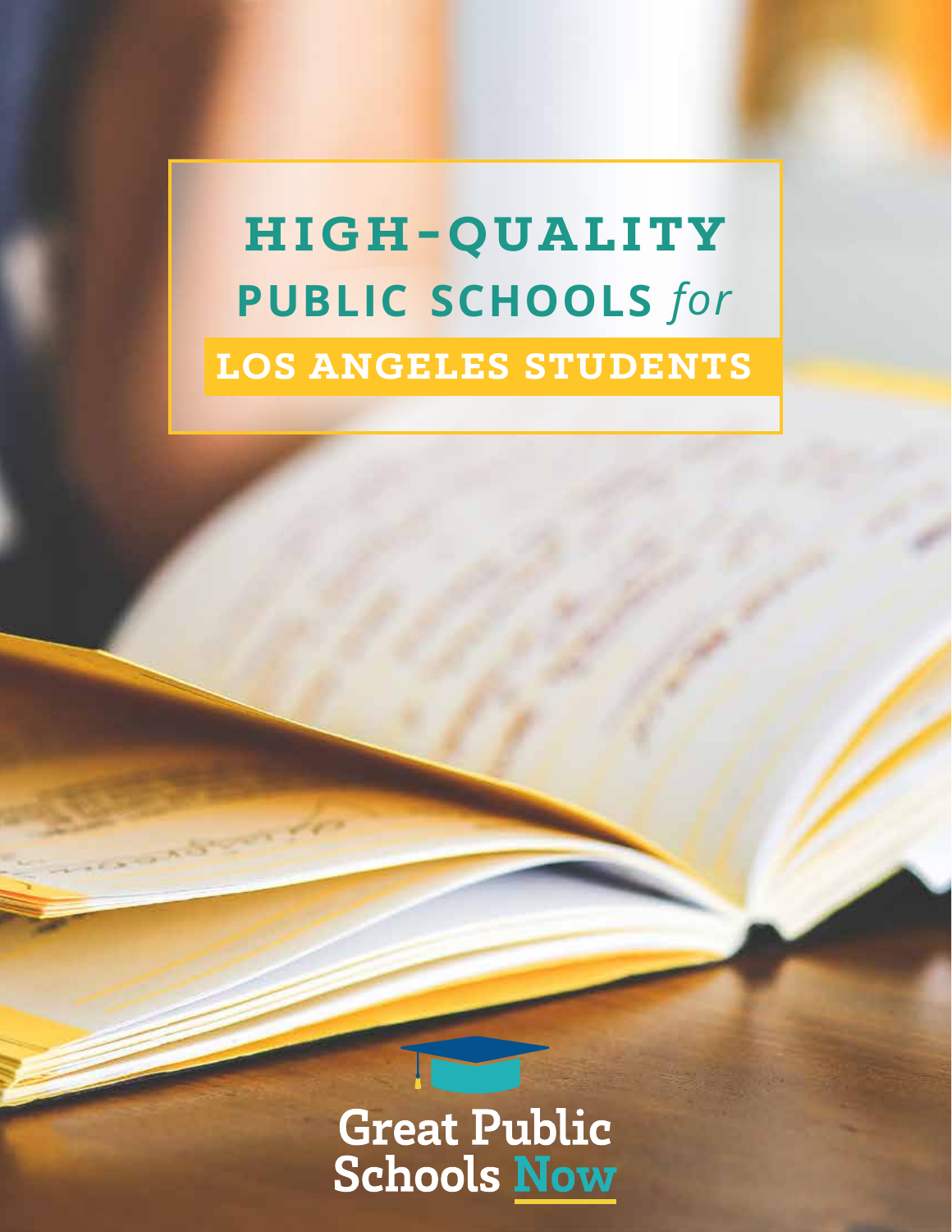# HIGH-QUALITY PUBLIC SCHOOLS *for* LOS ANGELES STUDENTS

Great Public Schools Now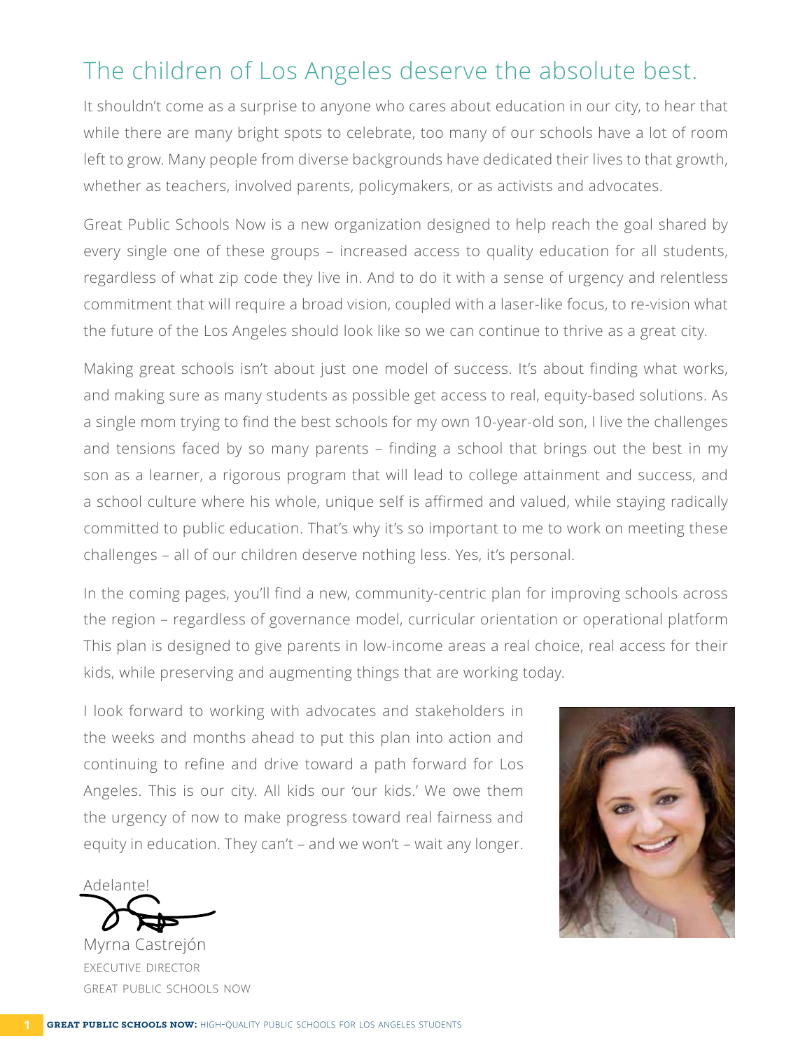# The children of Los Angeles deserve the absolute best.

It shouldn't come as a surprise to anyone who cares about education in our city, to hear that while there are many bright spots to celebrate, too many of our schools have a lot of room left to grow. Many people from diverse backgrounds have dedicated their lives to that growth, whether as teachers, involved parents, policymakers, or as activists and advocates.

Great Public Schools Now is a new organization designed to help reach the goal shared by every single one of these groups – increased access to quality education for all students, regardless of what zip code they live in. And to do it with a sense of urgency and relentless commitment that will require a broad vision, coupled with a laser-like focus, to re-vision what the future of the Los Angeles should look like so we can continue to thrive as a great city.

Making great schools isn't about just one model of success. It's about finding what works, and making sure as many students as possible get access to real, equity-based solutions. As a single mom trying to find the best schools for my own 10-year-old son, I live the challenges and tensions faced by so many parents – finding a school that brings out the best in my son as a learner, a rigorous program that will lead to college attainment and success, and a school culture where his whole, unique self is affirmed and valued, while staying radically committed to public education. That's why it's so important to me to work on meeting these challenges – all of our children deserve nothing less. Yes, it's personal.

In the coming pages, you'll find a new, community-centric plan for improving schools across the region – regardless of governance model, curricular orientation or operational platform This plan is designed to give parents in low-income areas a real choice, real access for their kids, while preserving and augmenting things that are working today.

I look forward to working with advocates and stakeholders in the weeks and months ahead to put this plan into action and continuing to refine and drive toward a path forward for Los Angeles. This is our city. All kids our 'our kids.' We owe them the urgency of now to make progress toward real fairness and equity in education. They can't – and we won't – wait any longer.

Adelante!

Myrna Castrejón
EXECUTIVE DIRECTOR
GREAT PUBLIC SCHOOLS NOW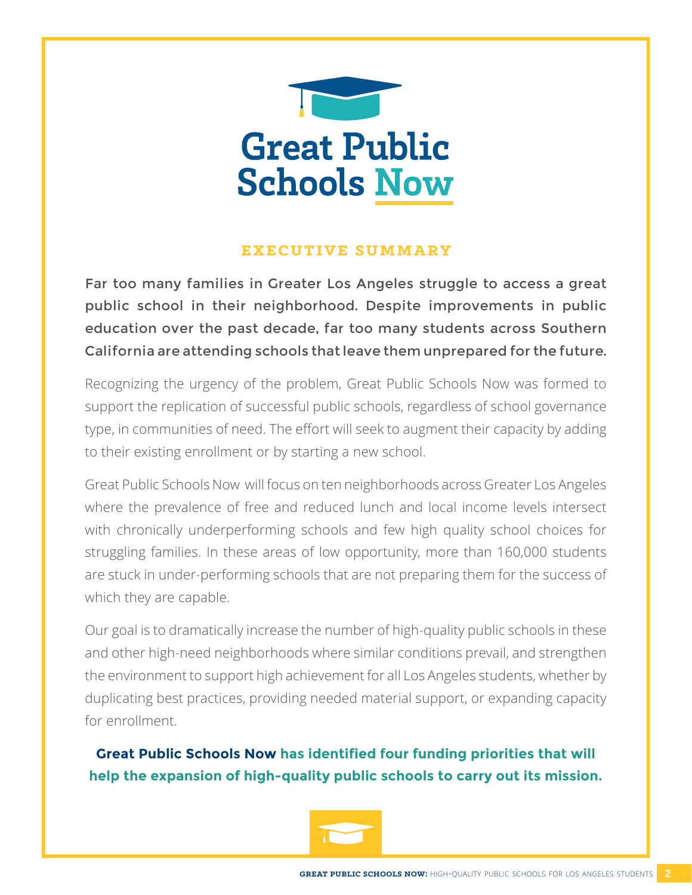# Great Public Schools Now

## EXECUTIVE SUMMARY

Far too many families in Greater Los Angeles struggle to access a great public school in their neighborhood. Despite improvements in public education over the past decade, far too many students across Southern California are attending schools that leave them unprepared for the future.

Recognizing the urgency of the problem, Great Public Schools Now was formed to support the replication of successful public schools, regardless of school governance type, in communities of need. The effort will seek to augment their capacity by adding to their existing enrollment or by starting a new school.

Great Public Schools Now will focus on ten neighborhoods across Greater Los Angeles where the prevalence of free and reduced lunch and local income levels intersect with chronically underperforming schools and few high quality school choices for struggling families. In these areas of low opportunity, more than 160,000 students are stuck in under-performing schools that are not preparing them for the success of which they are capable.

Our goal is to dramatically increase the number of high-quality public schools in these and other high-need neighborhoods where similar conditions prevail, and strengthen the environment to support high achievement for all Los Angeles students, whether by duplicating best practices, providing needed material support, or expanding capacity for enrollment.

**Great Public Schools Now has identified four funding priorities that will help the expansion of high-quality public schools to carry out its mission.**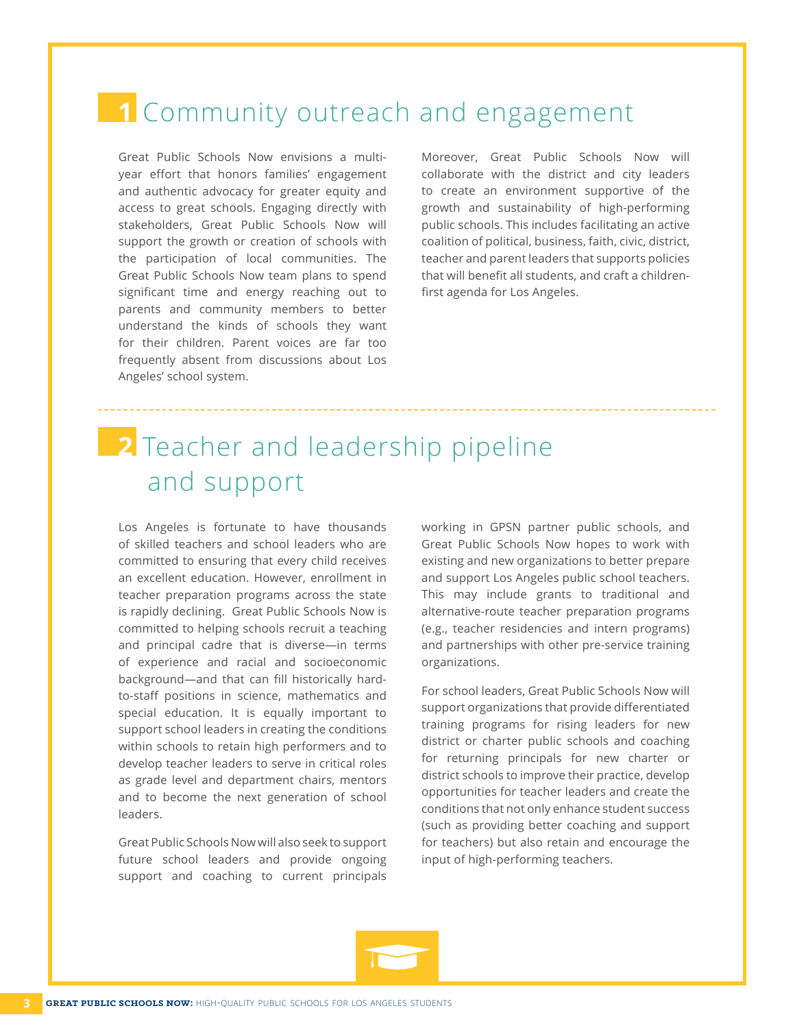# 1 Community outreach and engagement

Great Public Schools Now envisions a multi-year effort that honors families' engagement and authentic advocacy for greater equity and access to great schools. Engaging directly with stakeholders, Great Public Schools Now will support the growth or creation of schools with the participation of local communities. The Great Public Schools Now team plans to spend significant time and energy reaching out to parents and community members to better understand the kinds of schools they want for their children. Parent voices are far too frequently absent from discussions about Los Angeles' school system.

Moreover, Great Public Schools Now will collaborate with the district and city leaders to create an environment supportive of the growth and sustainability of high-performing public schools. This includes facilitating an active coalition of political, business, faith, civic, district, teacher and parent leaders that supports policies that will benefit all students, and craft a children-first agenda for Los Angeles.

# 2 Teacher and leadership pipeline and support

Los Angeles is fortunate to have thousands of skilled teachers and school leaders who are committed to ensuring that every child receives an excellent education. However, enrollment in teacher preparation programs across the state is rapidly declining. Great Public Schools Now is committed to helping schools recruit a teaching and principal cadre that is diverse—in terms of experience and racial and socioeconomic background—and that can fill historically hard-to-staff positions in science, mathematics and special education. It is equally important to support school leaders in creating the conditions within schools to retain high performers and to develop teacher leaders to serve in critical roles as grade level and department chairs, mentors and to become the next generation of school leaders.

Great Public Schools Now will also seek to support future school leaders and provide ongoing support and coaching to current principals working in GPSN partner public schools, and Great Public Schools Now hopes to work with existing and new organizations to better prepare and support Los Angeles public school teachers. This may include grants to traditional and alternative-route teacher preparation programs (e.g., teacher residencies and intern programs) and partnerships with other pre-service training organizations.

For school leaders, Great Public Schools Now will support organizations that provide differentiated training programs for rising leaders for new district or charter public schools and coaching for returning principals for new charter or district schools to improve their practice, develop opportunities for teacher leaders and create the conditions that not only enhance student success (such as providing better coaching and support for teachers) but also retain and encourage the input of high-performing teachers.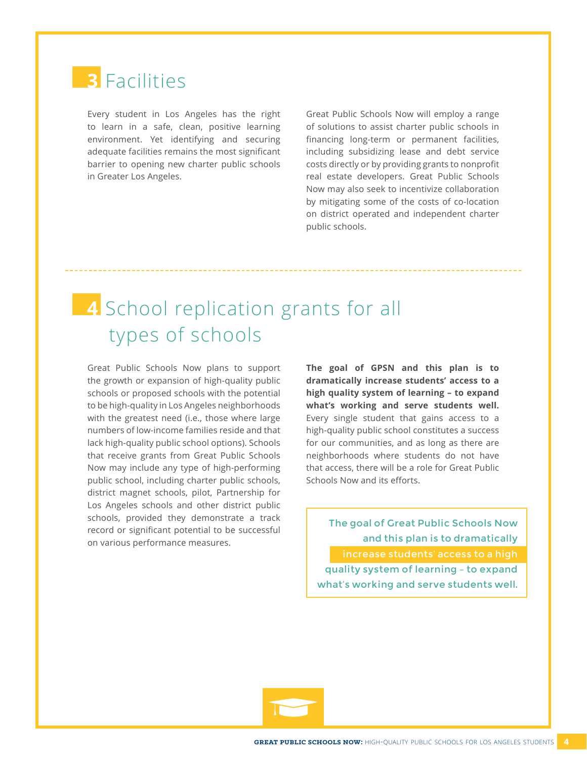## 3 Facilities

Every student in Los Angeles has the right to learn in a safe, clean, positive learning environment. Yet identifying and securing adequate facilities remains the most significant barrier to opening new charter public schools in Greater Los Angeles.

Great Public Schools Now will employ a range of solutions to assist charter public schools in financing long-term or permanent facilities, including subsidizing lease and debt service costs directly or by providing grants to nonprofit real estate developers. Great Public Schools Now may also seek to incentivize collaboration by mitigating some of the costs of co-location on district operated and independent charter public schools.

## 4 School replication grants for all types of schools

Great Public Schools Now plans to support the growth or expansion of high-quality public schools or proposed schools with the potential to be high-quality in Los Angeles neighborhoods with the greatest need (i.e., those where large numbers of low-income families reside and that lack high-quality public school options). Schools that receive grants from Great Public Schools Now may include any type of high-performing public school, including charter public schools, district magnet schools, pilot, Partnership for Los Angeles schools and other district public schools, provided they demonstrate a track record or significant potential to be successful on various performance measures.

**The goal of GPSN and this plan is to dramatically increase students' access to a high quality system of learning – to expand what's working and serve students well.** Every single student that gains access to a high-quality public school constitutes a success for our communities, and as long as there are neighborhoods where students do not have that access, there will be a role for Great Public Schools Now and its efforts.

> The goal of Great Public Schools Now and this plan is to dramatically increase students' access to a high quality system of learning – to expand what's working and serve students well.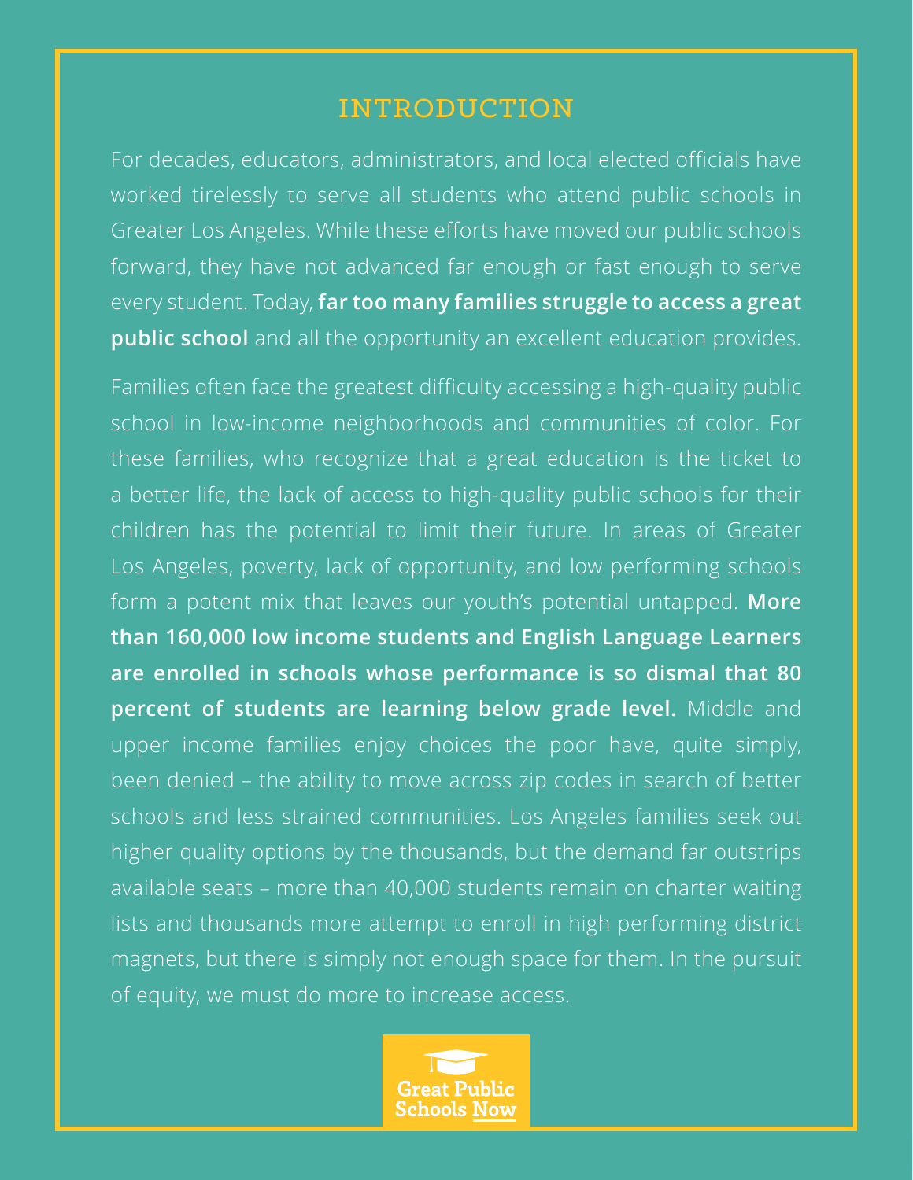# INTRODUCTION

For decades, educators, administrators, and local elected officials have worked tirelessly to serve all students who attend public schools in Greater Los Angeles. While these efforts have moved our public schools forward, they have not advanced far enough or fast enough to serve every student. Today, **far too many families struggle to access a great public school** and all the opportunity an excellent education provides.

Families often face the greatest difficulty accessing a high-quality public school in low-income neighborhoods and communities of color. For these families, who recognize that a great education is the ticket to a better life, the lack of access to high-quality public schools for their children has the potential to limit their future. In areas of Greater Los Angeles, poverty, lack of opportunity, and low performing schools form a potent mix that leaves our youth's potential untapped. **More than 160,000 low income students and English Language Learners are enrolled in schools whose performance is so dismal that 80 percent of students are learning below grade level.** Middle and upper income families enjoy choices the poor have, quite simply, been denied – the ability to move across zip codes in search of better schools and less strained communities. Los Angeles families seek out higher quality options by the thousands, but the demand far outstrips available seats – more than 40,000 students remain on charter waiting lists and thousands more attempt to enroll in high performing district magnets, but there is simply not enough space for them. In the pursuit of equity, we must do more to increase access.

Great Public Schools Now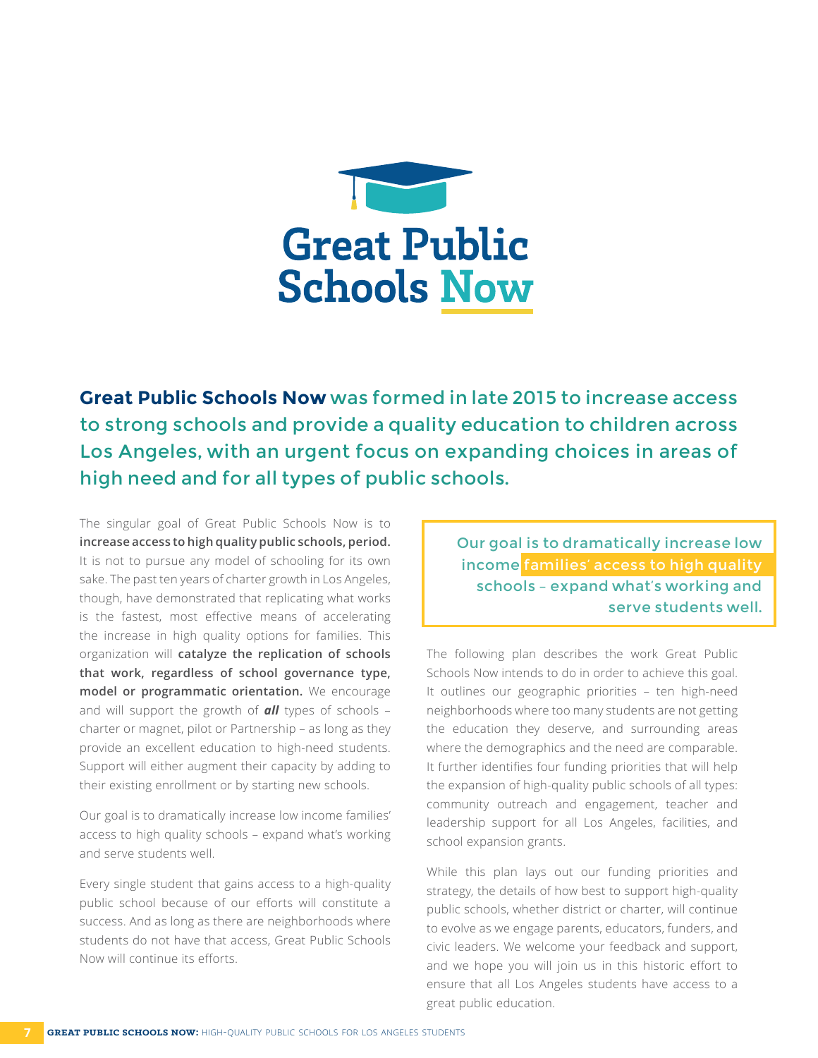# Great Public Schools Now

**Great Public Schools Now** was formed in late 2015 to increase access to strong schools and provide a quality education to children across Los Angeles, with an urgent focus on expanding choices in areas of high need and for all types of public schools.

The singular goal of Great Public Schools Now is to **increase access to high quality public schools, period.** It is not to pursue any model of schooling for its own sake. The past ten years of charter growth in Los Angeles, though, have demonstrated that replicating what works is the fastest, most effective means of accelerating the increase in high quality options for families. This organization will **catalyze the replication of schools that work, regardless of school governance type, model or programmatic orientation.** We encourage and will support the growth of ***all*** types of schools – charter or magnet, pilot or Partnership – as long as they provide an excellent education to high-need students. Support will either augment their capacity by adding to their existing enrollment or by starting new schools.

Our goal is to dramatically increase low income families' access to high quality schools – expand what's working and serve students well.

Every single student that gains access to a high-quality public school because of our efforts will constitute a success. And as long as there are neighborhoods where students do not have that access, Great Public Schools Now will continue its efforts.

> Our goal is to dramatically increase low income families' access to high quality schools – expand what's working and serve students well.

The following plan describes the work Great Public Schools Now intends to do in order to achieve this goal. It outlines our geographic priorities – ten high-need neighborhoods where too many students are not getting the education they deserve, and surrounding areas where the demographics and the need are comparable. It further identifies four funding priorities that will help the expansion of high-quality public schools of all types: community outreach and engagement, teacher and leadership support for all Los Angeles, facilities, and school expansion grants.

While this plan lays out our funding priorities and strategy, the details of how best to support high-quality public schools, whether district or charter, will continue to evolve as we engage parents, educators, funders, and civic leaders. We welcome your feedback and support, and we hope you will join us in this historic effort to ensure that all Los Angeles students have access to a great public education.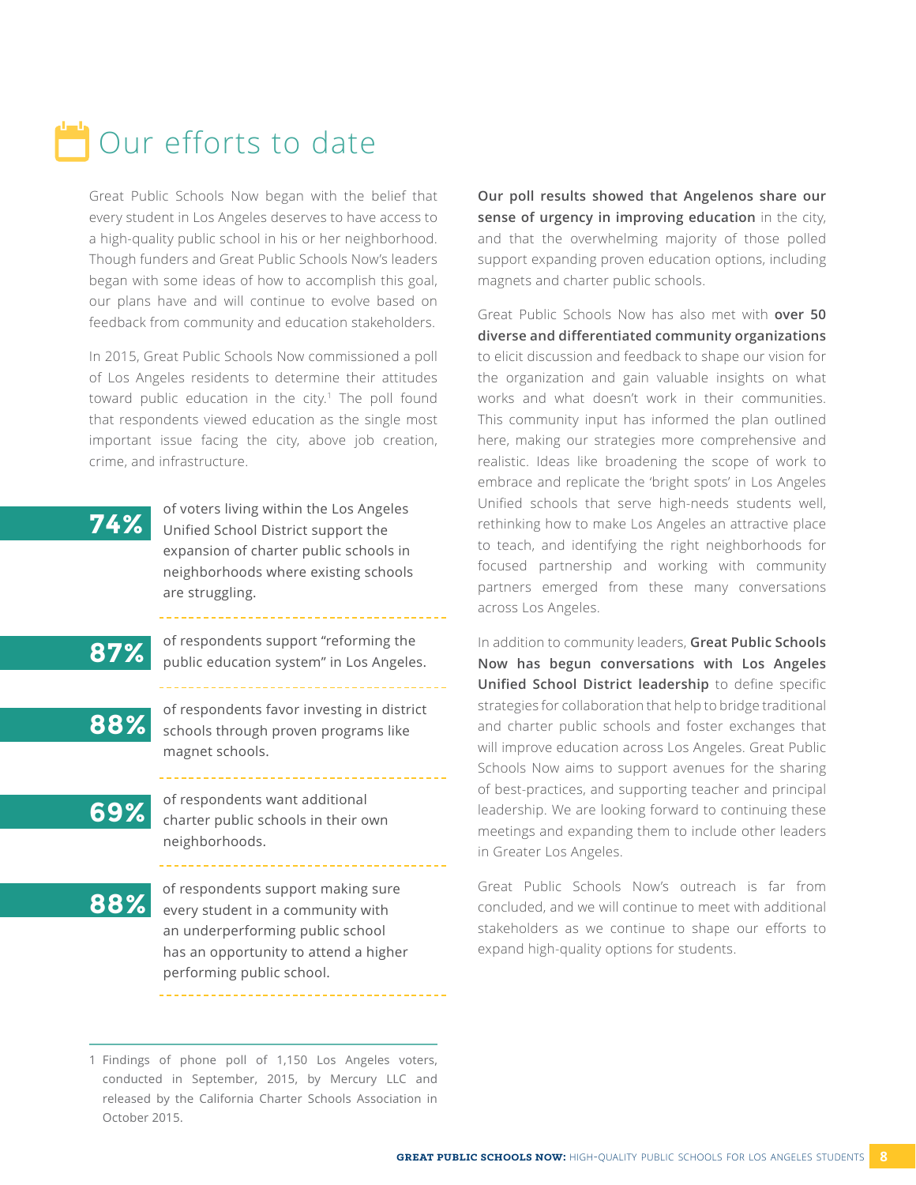# Our efforts to date

Great Public Schools Now began with the belief that every student in Los Angeles deserves to have access to a high-quality public school in his or her neighborhood. Though funders and Great Public Schools Now's leaders began with some ideas of how to accomplish this goal, our plans have and will continue to evolve based on feedback from community and education stakeholders.

In 2015, Great Public Schools Now commissioned a poll of Los Angeles residents to determine their attitudes toward public education in the city.[1] The poll found that respondents viewed education as the single most important issue facing the city, above job creation, crime, and infrastructure.

**74%** of voters living within the Los Angeles Unified School District support the expansion of charter public schools in neighborhoods where existing schools are struggling.

**87%** of respondents support "reforming the public education system" in Los Angeles.

**88%** of respondents favor investing in district schools through proven programs like magnet schools.

**69%** of respondents want additional charter public schools in their own neighborhoods.

**88%** of respondents support making sure every student in a community with an underperforming public school has an opportunity to attend a higher performing public school.

1 Findings of phone poll of 1,150 Los Angeles voters, conducted in September, 2015, by Mercury LLC and released by the California Charter Schools Association in October 2015.

**Our poll results showed that Angelenos share our sense of urgency in improving education** in the city, and that the overwhelming majority of those polled support expanding proven education options, including magnets and charter public schools.

Great Public Schools Now has also met with **over 50 diverse and differentiated community organizations** to elicit discussion and feedback to shape our vision for the organization and gain valuable insights on what works and what doesn't work in their communities. This community input has informed the plan outlined here, making our strategies more comprehensive and realistic. Ideas like broadening the scope of work to embrace and replicate the 'bright spots' in Los Angeles Unified schools that serve high-needs students well, rethinking how to make Los Angeles an attractive place to teach, and identifying the right neighborhoods for focused partnership and working with community partners emerged from these many conversations across Los Angeles.

In addition to community leaders, **Great Public Schools Now has begun conversations with Los Angeles Unified School District leadership** to define specific strategies for collaboration that help to bridge traditional and charter public schools and foster exchanges that will improve education across Los Angeles. Great Public Schools Now aims to support avenues for the sharing of best-practices, and supporting teacher and principal leadership. We are looking forward to continuing these meetings and expanding them to include other leaders in Greater Los Angeles.

Great Public Schools Now's outreach is far from concluded, and we will continue to meet with additional stakeholders as we continue to shape our efforts to expand high-quality options for students.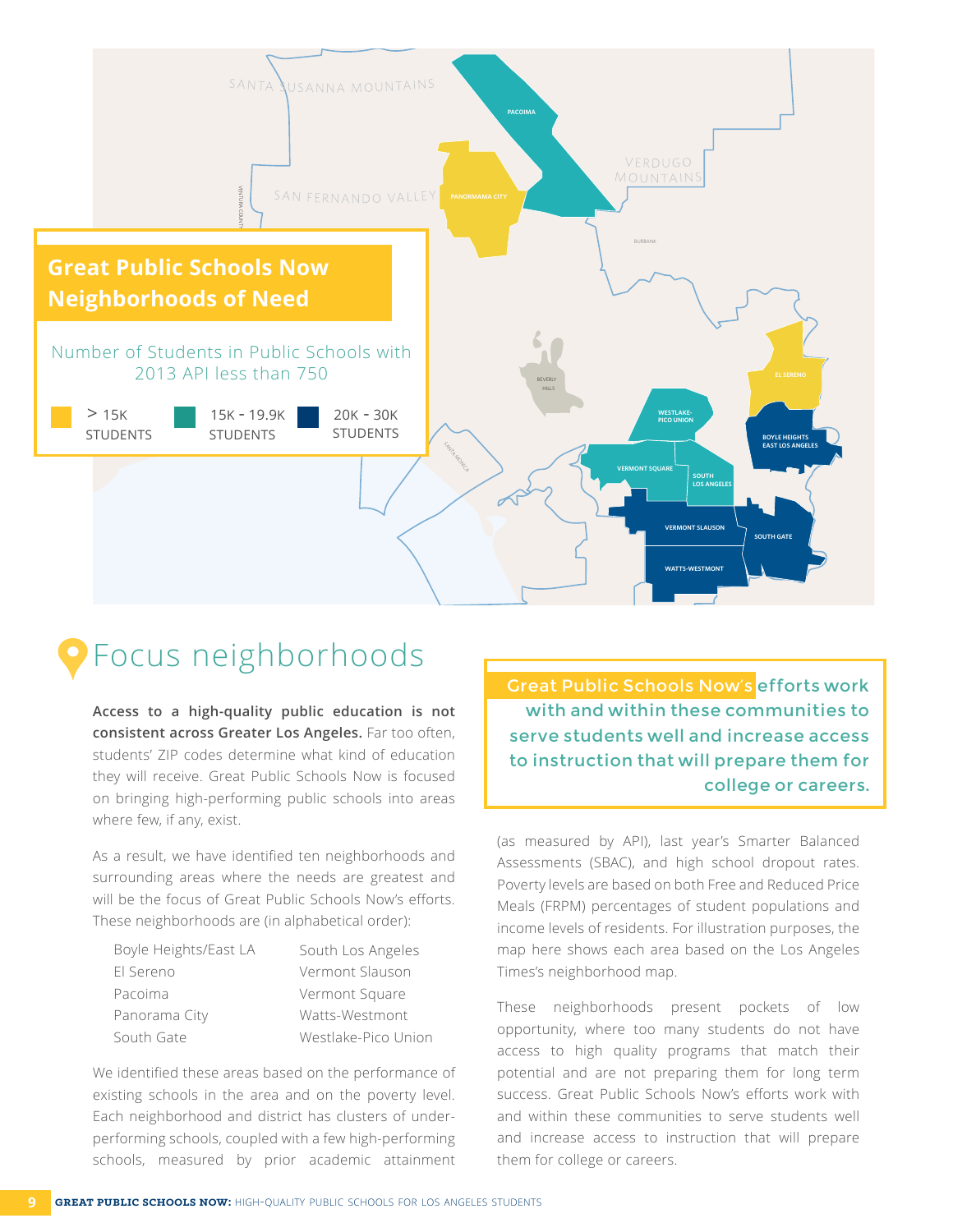## Great Public Schools Now Neighborhoods of Need

Number of Students in Public Schools with 2013 API less than 750

> 15K STUDENTS | 15K - 19.9K STUDENTS | 20K - 30K STUDENTS

SANTA SUSANNA MOUNTAINS

SAN FERNANDO VALLEY

VERDUGO MOUNTAINS

VENTURA COUNTY

BURBANK

BEVERLY HILLS

SANTA MONICA

PACOIMA

PANORAMA CITY

EL SERENO

WESTLAKE-PICO UNION

BOYLE HEIGHTS EAST LOS ANGELES

VERMONT SQUARE

SOUTH LOS ANGELES

VERMONT SLAUSON

SOUTH GATE

WATTS-WESTMONT

# Focus neighborhoods

**Access to a high-quality public education is not consistent across Greater Los Angeles.** Far too often, students' ZIP codes determine what kind of education they will receive. Great Public Schools Now is focused on bringing high-performing public schools into areas where few, if any, exist.

As a result, we have identified ten neighborhoods and surrounding areas where the needs are greatest and will be the focus of Great Public Schools Now's efforts. These neighborhoods are (in alphabetical order):

- Boyle Heights/East LA
- El Sereno
- Pacoima
- Panorama City
- South Gate
- South Los Angeles
- Vermont Slauson
- Vermont Square
- Watts-Westmont
- Westlake-Pico Union

We identified these areas based on the performance of existing schools in the area and on the poverty level. Each neighborhood and district has clusters of under-performing schools, coupled with a few high-performing schools, measured by prior academic attainment (as measured by API), last year's Smarter Balanced Assessments (SBAC), and high school dropout rates. Poverty levels are based on both Free and Reduced Price Meals (FRPM) percentages of student populations and income levels of residents. For illustration purposes, the map here shows each area based on the Los Angeles Times's neighborhood map.

> Great Public Schools Now's efforts work with and within these communities to serve students well and increase access to instruction that will prepare them for college or careers.

These neighborhoods present pockets of low opportunity, where too many students do not have access to high quality programs that match their potential and are not preparing them for long term success. Great Public Schools Now's efforts work with and within these communities to serve students well and increase access to instruction that will prepare them for college or careers.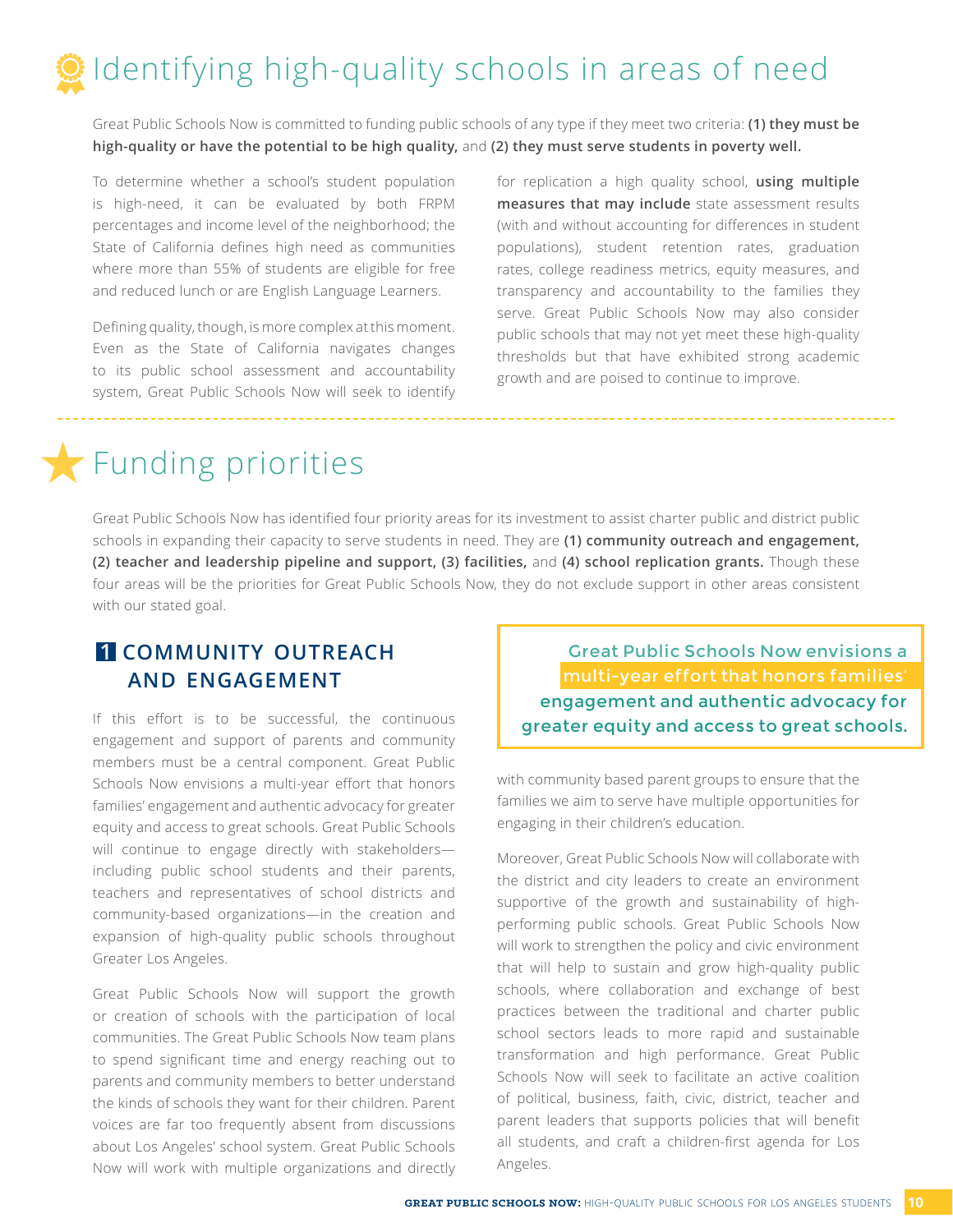# Identifying high-quality schools in areas of need

Great Public Schools Now is committed to funding public schools of any type if they meet two criteria: **(1) they must be high-quality or have the potential to be high quality,** and **(2) they must serve students in poverty well.**

To determine whether a school's student population is high-need, it can be evaluated by both FRPM percentages and income level of the neighborhood; the State of California defines high need as communities where more than 55% of students are eligible for free and reduced lunch or are English Language Learners.

Defining quality, though, is more complex at this moment. Even as the State of California navigates changes to its public school assessment and accountability system, Great Public Schools Now will seek to identify for replication a high quality school, **using multiple measures that may include** state assessment results (with and without accounting for differences in student populations), student retention rates, graduation rates, college readiness metrics, equity measures, and transparency and accountability to the families they serve. Great Public Schools Now may also consider public schools that may not yet meet these high-quality thresholds but that have exhibited strong academic growth and are poised to continue to improve.

# Funding priorities

Great Public Schools Now has identified four priority areas for its investment to assist charter public and district public schools in expanding their capacity to serve students in need. They are **(1) community outreach and engagement, (2) teacher and leadership pipeline and support, (3) facilities,** and **(4) school replication grants.** Though these four areas will be the priorities for Great Public Schools Now, they do not exclude support in other areas consistent with our stated goal.

## 1 COMMUNITY OUTREACH AND ENGAGEMENT

If this effort is to be successful, the continuous engagement and support of parents and community members must be a central component. Great Public Schools Now envisions a multi-year effort that honors families' engagement and authentic advocacy for greater equity and access to great schools. Great Public Schools will continue to engage directly with stakeholders—including public school students and their parents, teachers and representatives of school districts and community-based organizations—in the creation and expansion of high-quality public schools throughout Greater Los Angeles.

Great Public Schools Now will support the growth or creation of schools with the participation of local communities. The Great Public Schools Now team plans to spend significant time and energy reaching out to parents and community members to better understand the kinds of schools they want for their children. Parent voices are far too frequently absent from discussions about Los Angeles' school system. Great Public Schools Now will work with multiple organizations and directly with community based parent groups to ensure that the families we aim to serve have multiple opportunities for engaging in their children's education.

> Great Public Schools Now envisions a multi-year effort that honors families' engagement and authentic advocacy for greater equity and access to great schools.

Moreover, Great Public Schools Now will collaborate with the district and city leaders to create an environment supportive of the growth and sustainability of high-performing public schools. Great Public Schools Now will work to strengthen the policy and civic environment that will help to sustain and grow high-quality public schools, where collaboration and exchange of best practices between the traditional and charter public school sectors leads to more rapid and sustainable transformation and high performance. Great Public Schools Now will seek to facilitate an active coalition of political, business, faith, civic, district, teacher and parent leaders that supports policies that will benefit all students, and craft a children-first agenda for Los Angeles.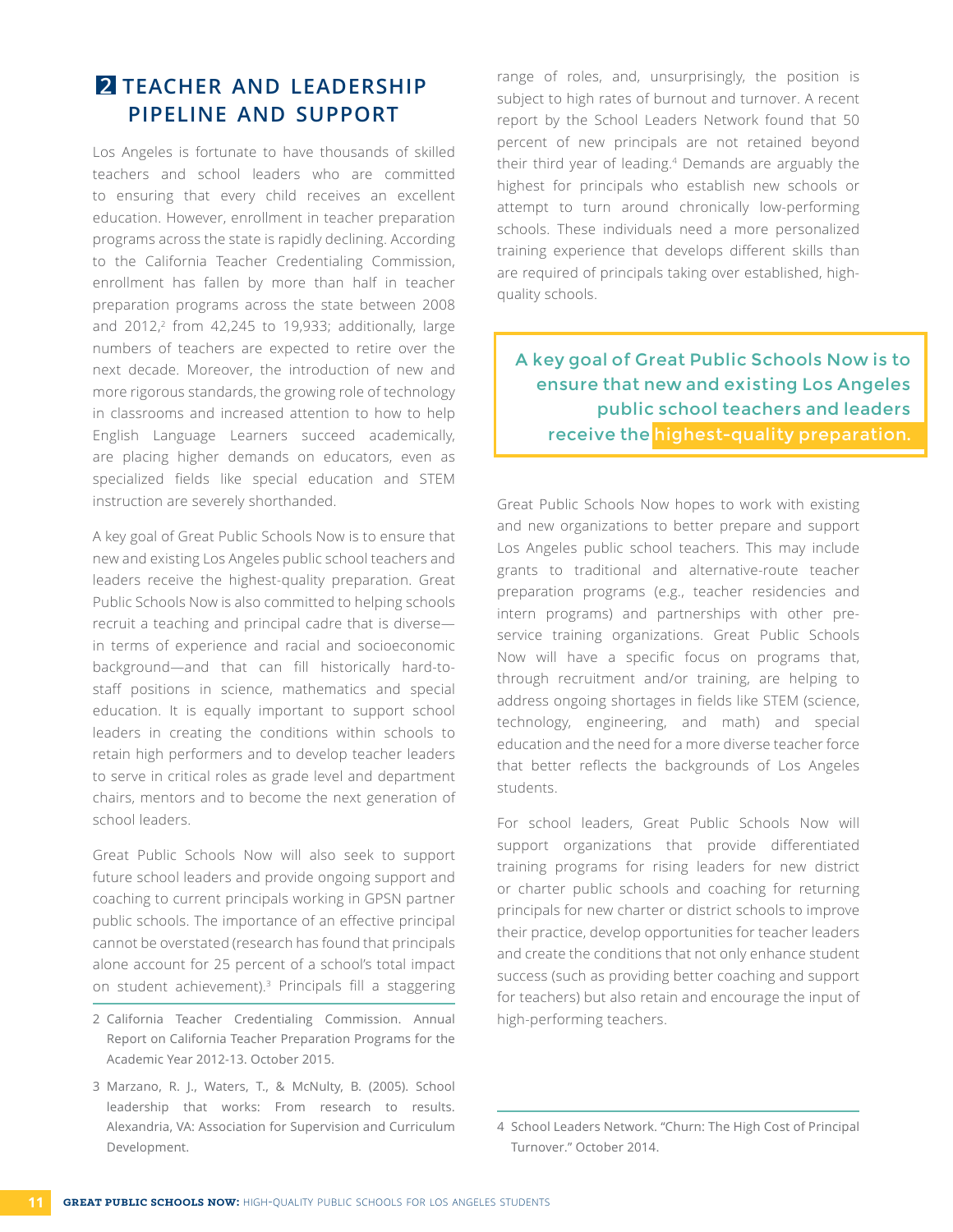## 2 TEACHER AND LEADERSHIP PIPELINE AND SUPPORT

Los Angeles is fortunate to have thousands of skilled teachers and school leaders who are committed to ensuring that every child receives an excellent education. However, enrollment in teacher preparation programs across the state is rapidly declining. According to the California Teacher Credentialing Commission, enrollment has fallen by more than half in teacher preparation programs across the state between 2008 and 2012,[2] from 42,245 to 19,933; additionally, large numbers of teachers are expected to retire over the next decade. Moreover, the introduction of new and more rigorous standards, the growing role of technology in classrooms and increased attention to how to help English Language Learners succeed academically, are placing higher demands on educators, even as specialized fields like special education and STEM instruction are severely shorthanded.

A key goal of Great Public Schools Now is to ensure that new and existing Los Angeles public school teachers and leaders receive the highest-quality preparation. Great Public Schools Now is also committed to helping schools recruit a teaching and principal cadre that is diverse—in terms of experience and racial and socioeconomic background—and that can fill historically hard-to-staff positions in science, mathematics and special education. It is equally important to support school leaders in creating the conditions within schools to retain high performers and to develop teacher leaders to serve in critical roles as grade level and department chairs, mentors and to become the next generation of school leaders.

Great Public Schools Now will also seek to support future school leaders and provide ongoing support and coaching to current principals working in GPSN partner public schools. The importance of an effective principal cannot be overstated (research has found that principals alone account for 25 percent of a school's total impact on student achievement).[3] Principals fill a staggering range of roles, and, unsurprisingly, the position is subject to high rates of burnout and turnover. A recent report by the School Leaders Network found that 50 percent of new principals are not retained beyond their third year of leading.[4] Demands are arguably the highest for principals who establish new schools or attempt to turn around chronically low-performing schools. These individuals need a more personalized training experience that develops different skills than are required of principals taking over established, high-quality schools.

> A key goal of Great Public Schools Now is to ensure that new and existing Los Angeles public school teachers and leaders receive the **highest-quality preparation.**

Great Public Schools Now hopes to work with existing and new organizations to better prepare and support Los Angeles public school teachers. This may include grants to traditional and alternative-route teacher preparation programs (e.g., teacher residencies and intern programs) and partnerships with other pre-service training organizations. Great Public Schools Now will have a specific focus on programs that, through recruitment and/or training, are helping to address ongoing shortages in fields like STEM (science, technology, engineering, and math) and special education and the need for a more diverse teacher force that better reflects the backgrounds of Los Angeles students.

For school leaders, Great Public Schools Now will support organizations that provide differentiated training programs for rising leaders for new district or charter public schools and coaching for returning principals for new charter or district schools to improve their practice, develop opportunities for teacher leaders and create the conditions that not only enhance student success (such as providing better coaching and support for teachers) but also retain and encourage the input of high-performing teachers.

---

2 California Teacher Credentialing Commission. Annual Report on California Teacher Preparation Programs for the Academic Year 2012-13. October 2015.

3 Marzano, R. J., Waters, T., & McNulty, B. (2005). School leadership that works: From research to results. Alexandria, VA: Association for Supervision and Curriculum Development.

4 School Leaders Network. "Churn: The High Cost of Principal Turnover." October 2014.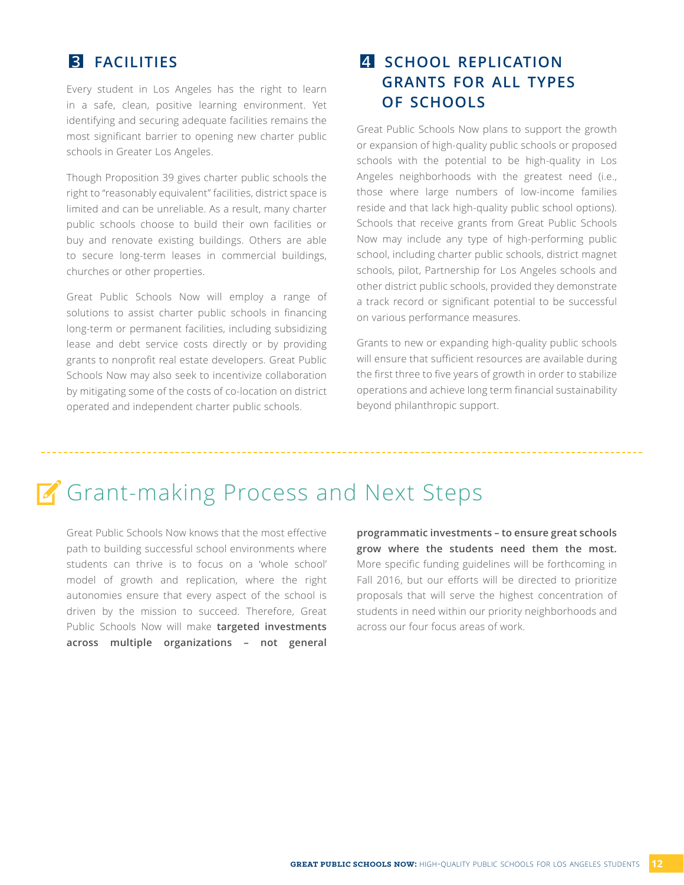## 3 FACILITIES

Every student in Los Angeles has the right to learn in a safe, clean, positive learning environment. Yet identifying and securing adequate facilities remains the most significant barrier to opening new charter public schools in Greater Los Angeles.

Though Proposition 39 gives charter public schools the right to "reasonably equivalent" facilities, district space is limited and can be unreliable. As a result, many charter public schools choose to build their own facilities or buy and renovate existing buildings. Others are able to secure long-term leases in commercial buildings, churches or other properties.

Great Public Schools Now will employ a range of solutions to assist charter public schools in financing long-term or permanent facilities, including subsidizing lease and debt service costs directly or by providing grants to nonprofit real estate developers. Great Public Schools Now may also seek to incentivize collaboration by mitigating some of the costs of co-location on district operated and independent charter public schools.

## 4 SCHOOL REPLICATION GRANTS FOR ALL TYPES OF SCHOOLS

Great Public Schools Now plans to support the growth or expansion of high-quality public schools or proposed schools with the potential to be high-quality in Los Angeles neighborhoods with the greatest need (i.e., those where large numbers of low-income families reside and that lack high-quality public school options). Schools that receive grants from Great Public Schools Now may include any type of high-performing public school, including charter public schools, district magnet schools, pilot, Partnership for Los Angeles schools and other district public schools, provided they demonstrate a track record or significant potential to be successful on various performance measures.

Grants to new or expanding high-quality public schools will ensure that sufficient resources are available during the first three to five years of growth in order to stabilize operations and achieve long term financial sustainability beyond philanthropic support.

# Grant-making Process and Next Steps

Great Public Schools Now knows that the most effective path to building successful school environments where students can thrive is to focus on a 'whole school' model of growth and replication, where the right autonomies ensure that every aspect of the school is driven by the mission to succeed. Therefore, Great Public Schools Now will make **targeted investments across multiple organizations – not general programmatic investments – to ensure great schools grow where the students need them the most.** More specific funding guidelines will be forthcoming in Fall 2016, but our efforts will be directed to prioritize proposals that will serve the highest concentration of students in need within our priority neighborhoods and across our four focus areas of work.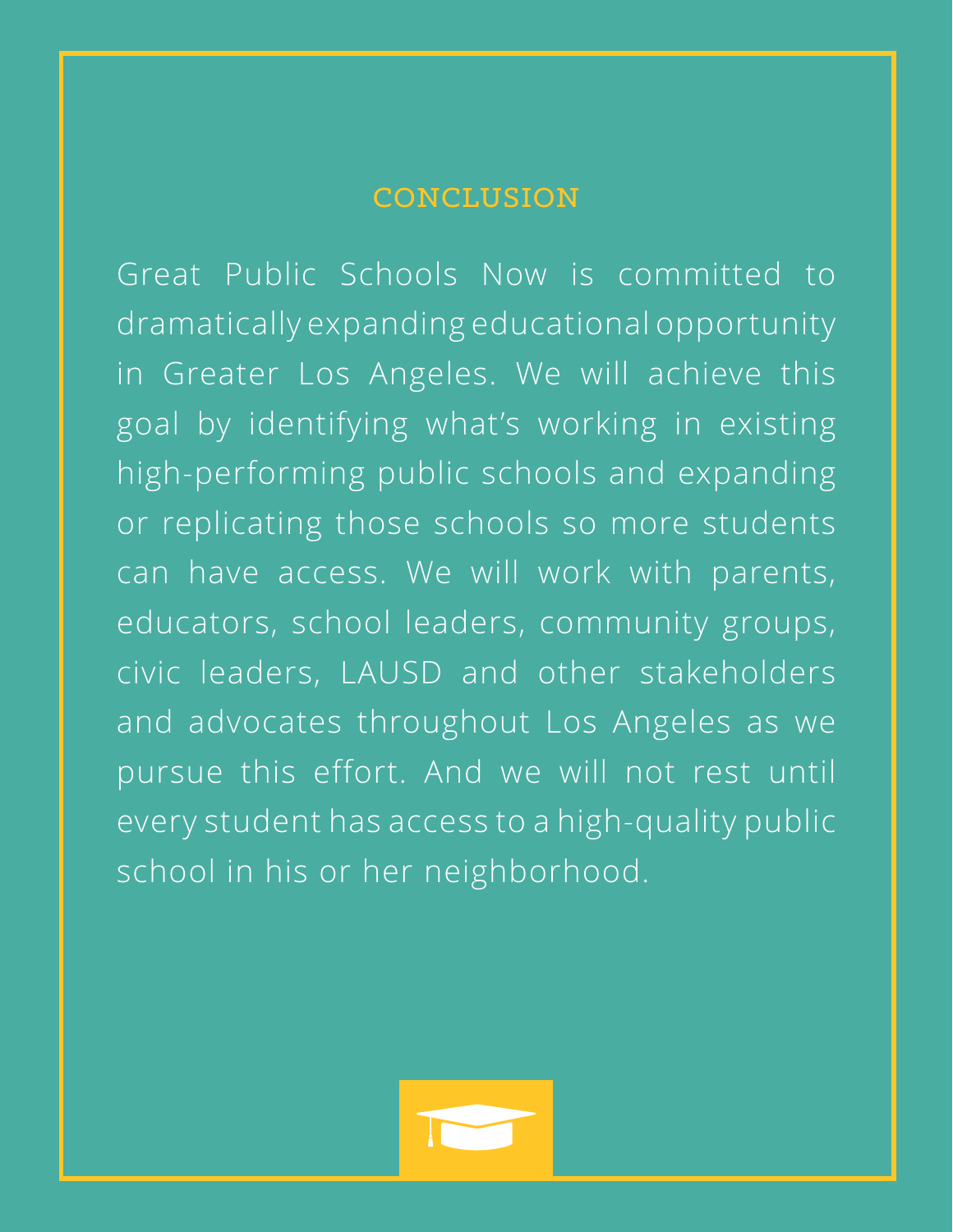## CONCLUSION

Great Public Schools Now is committed to dramatically expanding educational opportunity in Greater Los Angeles. We will achieve this goal by identifying what's working in existing high-performing public schools and expanding or replicating those schools so more students can have access. We will work with parents, educators, school leaders, community groups, civic leaders, LAUSD and other stakeholders and advocates throughout Los Angeles as we pursue this effort. And we will not rest until every student has access to a high-quality public school in his or her neighborhood.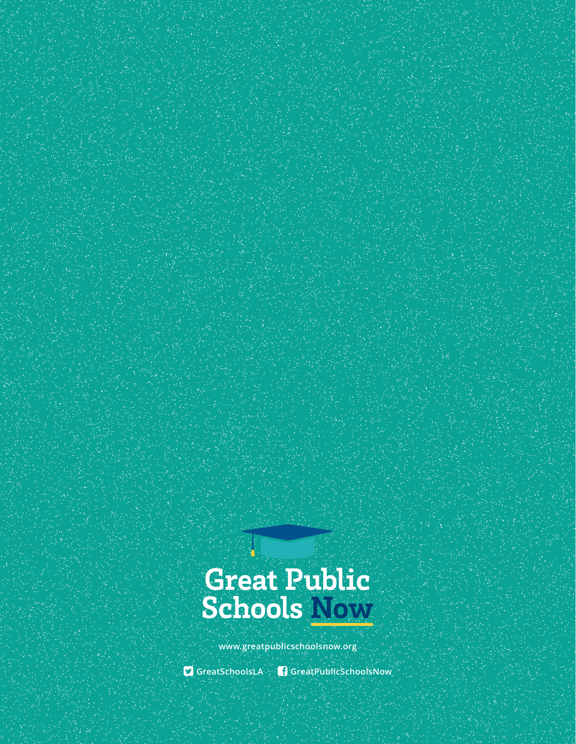Great Public Schools Now

www.greatpublicschoolsnow.org

GreatSchoolsLA GreatPublicSchoolsNow